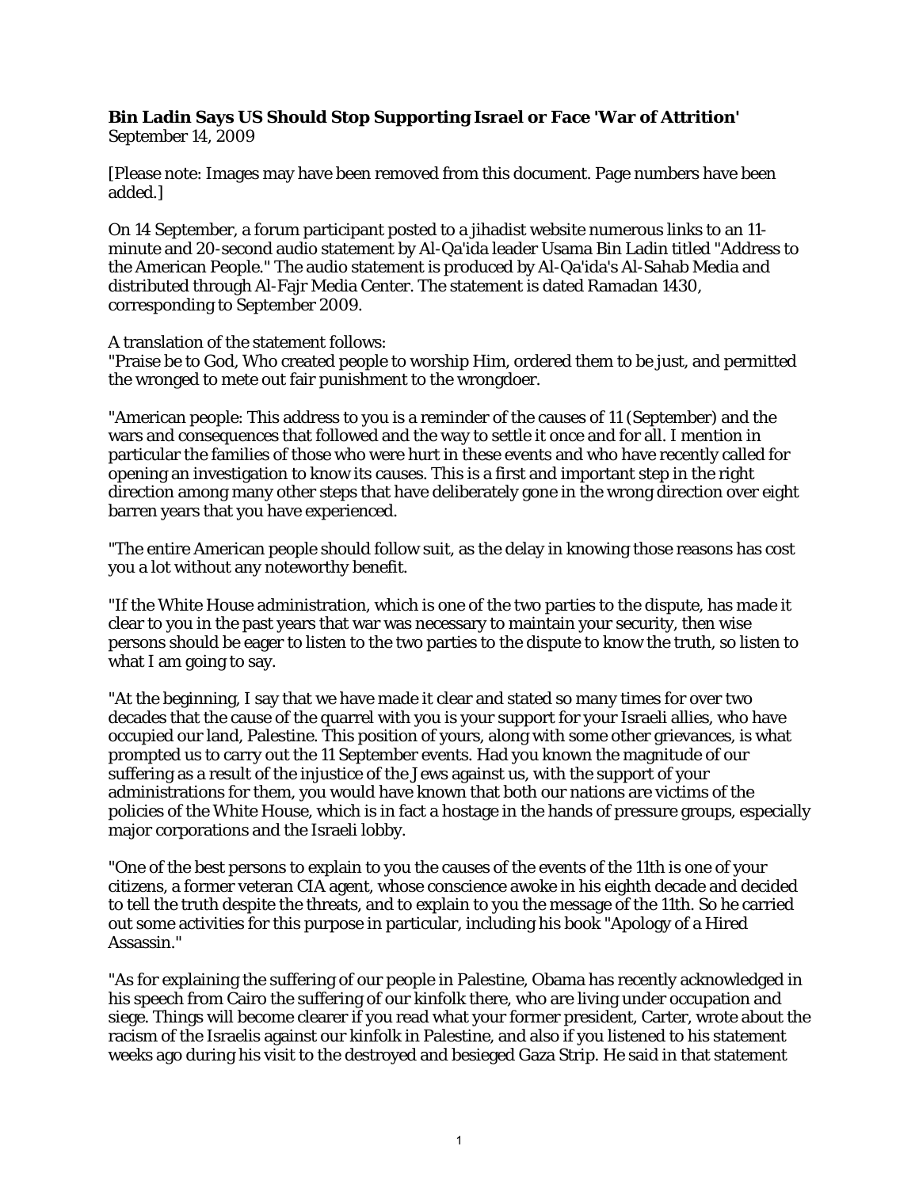**Bin Ladin Says US Should Stop Supporting Israel or Face 'War of Attrition'**
September 14, 2009

[Please note: Images may have been removed from this document. Page numbers have been added.]

On 14 September, a forum participant posted to a jihadist website numerous links to an 11-minute and 20-second audio statement by Al-Qa'ida leader Usama Bin Ladin titled "Address to the American People." The audio statement is produced by Al-Qa'ida's Al-Sahab Media and distributed through Al-Fajr Media Center. The statement is dated Ramadan 1430, corresponding to September 2009.

A translation of the statement follows:
"Praise be to God, Who created people to worship Him, ordered them to be just, and permitted the wronged to mete out fair punishment to the wrongdoer.

"American people: This address to you is a reminder of the causes of 11 (September) and the wars and consequences that followed and the way to settle it once and for all. I mention in particular the families of those who were hurt in these events and who have recently called for opening an investigation to know its causes. This is a first and important step in the right direction among many other steps that have deliberately gone in the wrong direction over eight barren years that you have experienced.

"The entire American people should follow suit, as the delay in knowing those reasons has cost you a lot without any noteworthy benefit.

"If the White House administration, which is one of the two parties to the dispute, has made it clear to you in the past years that war was necessary to maintain your security, then wise persons should be eager to listen to the two parties to the dispute to know the truth, so listen to what I am going to say.

"At the beginning, I say that we have made it clear and stated so many times for over two decades that the cause of the quarrel with you is your support for your Israeli allies, who have occupied our land, Palestine. This position of yours, along with some other grievances, is what prompted us to carry out the 11 September events. Had you known the magnitude of our suffering as a result of the injustice of the Jews against us, with the support of your administrations for them, you would have known that both our nations are victims of the policies of the White House, which is in fact a hostage in the hands of pressure groups, especially major corporations and the Israeli lobby.

"One of the best persons to explain to you the causes of the events of the 11th is one of your citizens, a former veteran CIA agent, whose conscience awoke in his eighth decade and decided to tell the truth despite the threats, and to explain to you the message of the 11th. So he carried out some activities for this purpose in particular, including his book "Apology of a Hired Assassin."

"As for explaining the suffering of our people in Palestine, Obama has recently acknowledged in his speech from Cairo the suffering of our kinfolk there, who are living under occupation and siege. Things will become clearer if you read what your former president, Carter, wrote about the racism of the Israelis against our kinfolk in Palestine, and also if you listened to his statement weeks ago during his visit to the destroyed and besieged Gaza Strip. He said in that statement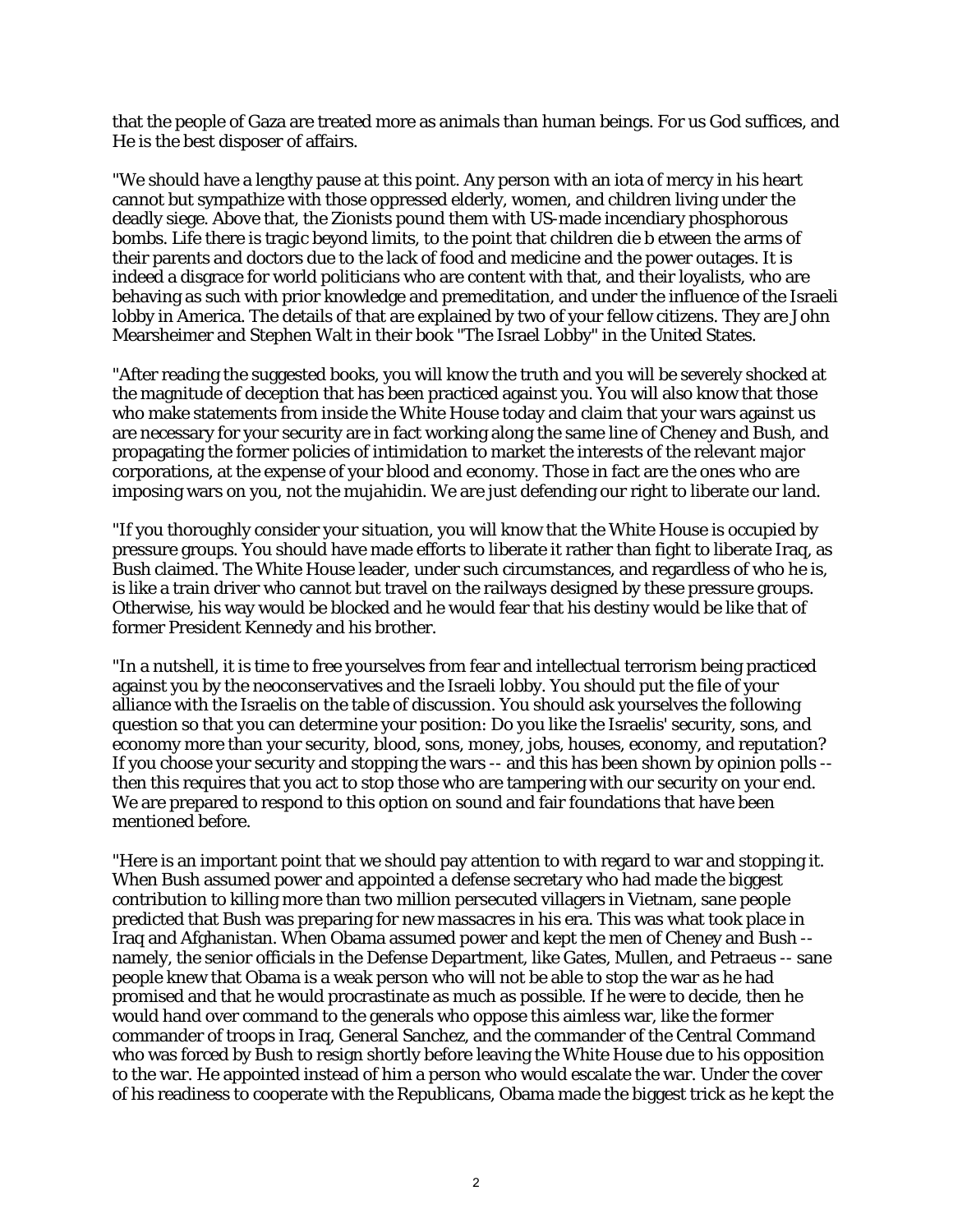that the people of Gaza are treated more as animals than human beings. For us God suffices, and He is the best disposer of affairs.

"We should have a lengthy pause at this point. Any person with an iota of mercy in his heart cannot but sympathize with those oppressed elderly, women, and children living under the deadly siege. Above that, the Zionists pound them with US-made incendiary phosphorous bombs. Life there is tragic beyond limits, to the point that children die b etween the arms of their parents and doctors due to the lack of food and medicine and the power outages. It is indeed a disgrace for world politicians who are content with that, and their loyalists, who are behaving as such with prior knowledge and premeditation, and under the influence of the Israeli lobby in America. The details of that are explained by two of your fellow citizens. They are John Mearsheimer and Stephen Walt in their book "The Israel Lobby" in the United States.

"After reading the suggested books, you will know the truth and you will be severely shocked at the magnitude of deception that has been practiced against you. You will also know that those who make statements from inside the White House today and claim that your wars against us are necessary for your security are in fact working along the same line of Cheney and Bush, and propagating the former policies of intimidation to market the interests of the relevant major corporations, at the expense of your blood and economy. Those in fact are the ones who are imposing wars on you, not the mujahidin. We are just defending our right to liberate our land.

"If you thoroughly consider your situation, you will know that the White House is occupied by pressure groups. You should have made efforts to liberate it rather than fight to liberate Iraq, as Bush claimed. The White House leader, under such circumstances, and regardless of who he is, is like a train driver who cannot but travel on the railways designed by these pressure groups. Otherwise, his way would be blocked and he would fear that his destiny would be like that of former President Kennedy and his brother.

"In a nutshell, it is time to free yourselves from fear and intellectual terrorism being practiced against you by the neoconservatives and the Israeli lobby. You should put the file of your alliance with the Israelis on the table of discussion. You should ask yourselves the following question so that you can determine your position: Do you like the Israelis' security, sons, and economy more than your security, blood, sons, money, jobs, houses, economy, and reputation? If you choose your security and stopping the wars -- and this has been shown by opinion polls -- then this requires that you act to stop those who are tampering with our security on your end. We are prepared to respond to this option on sound and fair foundations that have been mentioned before.

"Here is an important point that we should pay attention to with regard to war and stopping it. When Bush assumed power and appointed a defense secretary who had made the biggest contribution to killing more than two million persecuted villagers in Vietnam, sane people predicted that Bush was preparing for new massacres in his era. This was what took place in Iraq and Afghanistan. When Obama assumed power and kept the men of Cheney and Bush -- namely, the senior officials in the Defense Department, like Gates, Mullen, and Petraeus -- sane people knew that Obama is a weak person who will not be able to stop the war as he had promised and that he would procrastinate as much as possible. If he were to decide, then he would hand over command to the generals who oppose this aimless war, like the former commander of troops in Iraq, General Sanchez, and the commander of the Central Command who was forced by Bush to resign shortly before leaving the White House due to his opposition to the war. He appointed instead of him a person who would escalate the war. Under the cover of his readiness to cooperate with the Republicans, Obama made the biggest trick as he kept the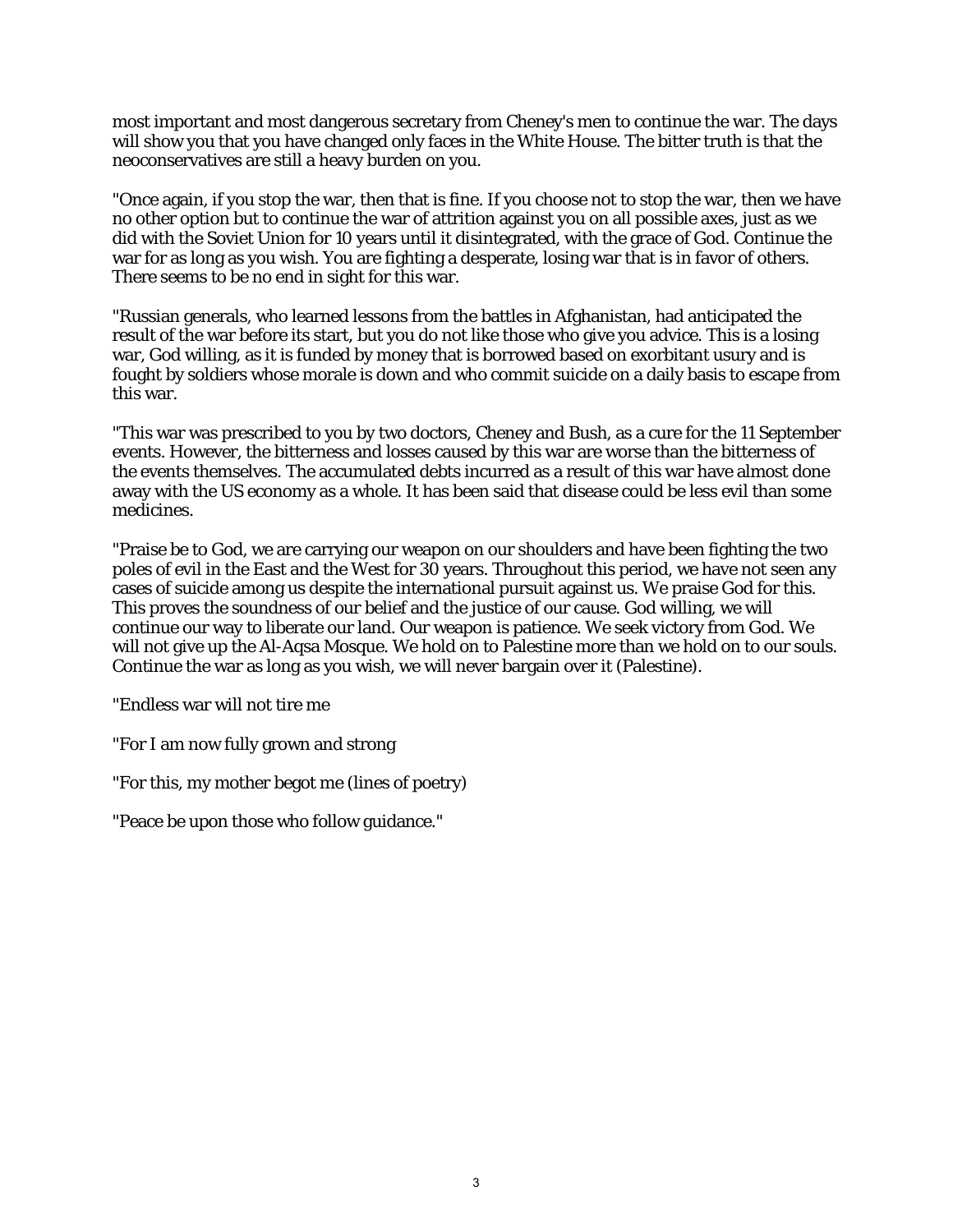most important and most dangerous secretary from Cheney's men to continue the war. The days will show you that you have changed only faces in the White House. The bitter truth is that the neoconservatives are still a heavy burden on you.

"Once again, if you stop the war, then that is fine. If you choose not to stop the war, then we have no other option but to continue the war of attrition against you on all possible axes, just as we did with the Soviet Union for 10 years until it disintegrated, with the grace of God. Continue the war for as long as you wish. You are fighting a desperate, losing war that is in favor of others. There seems to be no end in sight for this war.

"Russian generals, who learned lessons from the battles in Afghanistan, had anticipated the result of the war before its start, but you do not like those who give you advice. This is a losing war, God willing, as it is funded by money that is borrowed based on exorbitant usury and is fought by soldiers whose morale is down and who commit suicide on a daily basis to escape from this war.

"This war was prescribed to you by two doctors, Cheney and Bush, as a cure for the 11 September events. However, the bitterness and losses caused by this war are worse than the bitterness of the events themselves. The accumulated debts incurred as a result of this war have almost done away with the US economy as a whole. It has been said that disease could be less evil than some medicines.

"Praise be to God, we are carrying our weapon on our shoulders and have been fighting the two poles of evil in the East and the West for 30 years. Throughout this period, we have not seen any cases of suicide among us despite the international pursuit against us. We praise God for this. This proves the soundness of our belief and the justice of our cause. God willing, we will continue our way to liberate our land. Our weapon is patience. We seek victory from God. We will not give up the Al-Aqsa Mosque. We hold on to Palestine more than we hold on to our souls. Continue the war as long as you wish, we will never bargain over it (Palestine).

"Endless war will not tire me

"For I am now fully grown and strong

"For this, my mother begot me (lines of poetry)

"Peace be upon those who follow guidance."